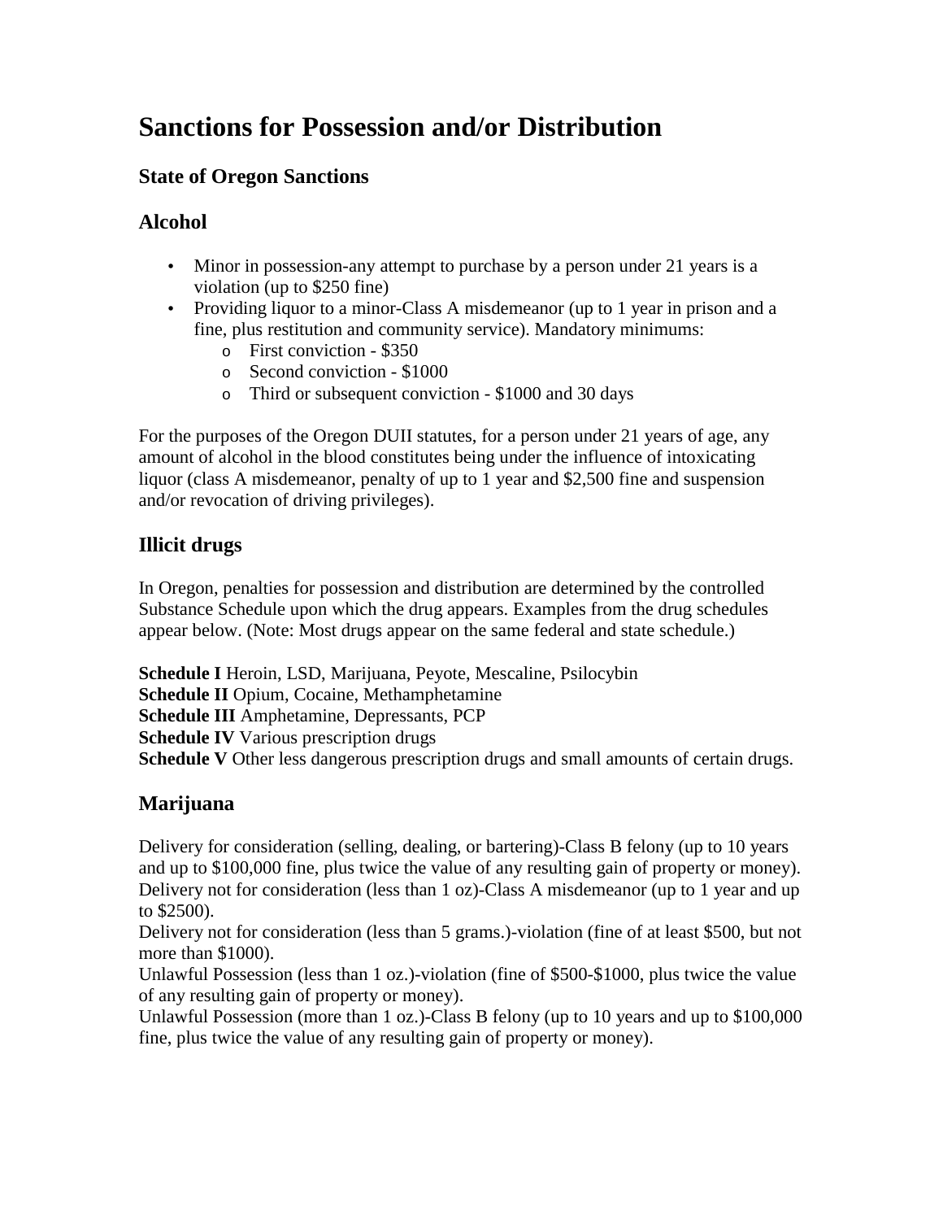# Sanctions for Possession and/or Distribution

### State of Oregon Sanctions

### Alcohol

- Minor in possession-any attempt to purchase by a person under 21 years is a violation (up to $250 fine)
- Providing liquor to a minor-Class A misdemeanor (up to 1 year in prison and a fine, plus restitution and community service). Mandatory minimums:
  - First conviction - $350
  - Second conviction - $1000
  - Third or subsequent conviction - $1000 and 30 days

For the purposes of the Oregon DUII statutes, for a person under 21 years of age, any amount of alcohol in the blood constitutes being under the influence of intoxicating liquor (class A misdemeanor, penalty of up to 1 year and $2,500 fine and suspension and/or revocation of driving privileges).

### Illicit drugs

In Oregon, penalties for possession and distribution are determined by the controlled Substance Schedule upon which the drug appears. Examples from the drug schedules appear below. (Note: Most drugs appear on the same federal and state schedule.)

**Schedule I** Heroin, LSD, Marijuana, Peyote, Mescaline, Psilocybin
**Schedule II** Opium, Cocaine, Methamphetamine
**Schedule III** Amphetamine, Depressants, PCP
**Schedule IV** Various prescription drugs
**Schedule V** Other less dangerous prescription drugs and small amounts of certain drugs.

### Marijuana

Delivery for consideration (selling, dealing, or bartering)-Class B felony (up to 10 years and up to $100,000 fine, plus twice the value of any resulting gain of property or money).
Delivery not for consideration (less than 1 oz)-Class A misdemeanor (up to 1 year and up to $2500).
Delivery not for consideration (less than 5 grams.)-violation (fine of at least $500, but not more than $1000).
Unlawful Possession (less than 1 oz.)-violation (fine of $500-$1000, plus twice the value of any resulting gain of property or money).
Unlawful Possession (more than 1 oz.)-Class B felony (up to 10 years and up to $100,000 fine, plus twice the value of any resulting gain of property or money).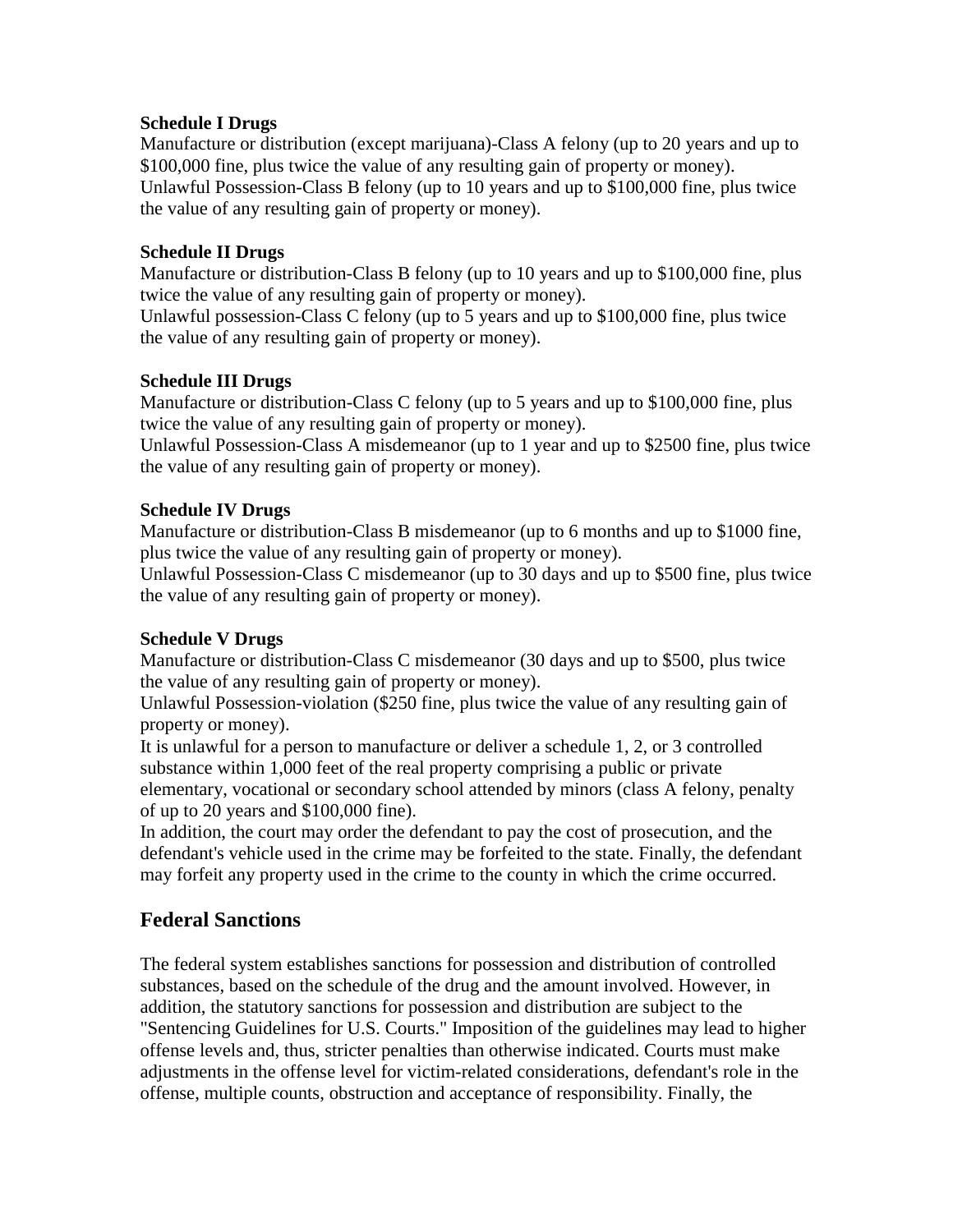**Schedule I Drugs**
Manufacture or distribution (except marijuana)-Class A felony (up to 20 years and up to $100,000 fine, plus twice the value of any resulting gain of property or money).
Unlawful Possession-Class B felony (up to 10 years and up to $100,000 fine, plus twice the value of any resulting gain of property or money).

**Schedule II Drugs**
Manufacture or distribution-Class B felony (up to 10 years and up to $100,000 fine, plus twice the value of any resulting gain of property or money).
Unlawful possession-Class C felony (up to 5 years and up to $100,000 fine, plus twice the value of any resulting gain of property or money).

**Schedule III Drugs**
Manufacture or distribution-Class C felony (up to 5 years and up to $100,000 fine, plus twice the value of any resulting gain of property or money).
Unlawful Possession-Class A misdemeanor (up to 1 year and up to $2500 fine, plus twice the value of any resulting gain of property or money).

**Schedule IV Drugs**
Manufacture or distribution-Class B misdemeanor (up to 6 months and up to $1000 fine, plus twice the value of any resulting gain of property or money).
Unlawful Possession-Class C misdemeanor (up to 30 days and up to $500 fine, plus twice the value of any resulting gain of property or money).

**Schedule V Drugs**
Manufacture or distribution-Class C misdemeanor (30 days and up to $500, plus twice the value of any resulting gain of property or money).
Unlawful Possession-violation ($250 fine, plus twice the value of any resulting gain of property or money).
It is unlawful for a person to manufacture or deliver a schedule 1, 2, or 3 controlled substance within 1,000 feet of the real property comprising a public or private elementary, vocational or secondary school attended by minors (class A felony, penalty of up to 20 years and $100,000 fine).
In addition, the court may order the defendant to pay the cost of prosecution, and the defendant's vehicle used in the crime may be forfeited to the state. Finally, the defendant may forfeit any property used in the crime to the county in which the crime occurred.

## Federal Sanctions

The federal system establishes sanctions for possession and distribution of controlled substances, based on the schedule of the drug and the amount involved. However, in addition, the statutory sanctions for possession and distribution are subject to the "Sentencing Guidelines for U.S. Courts." Imposition of the guidelines may lead to higher offense levels and, thus, stricter penalties than otherwise indicated. Courts must make adjustments in the offense level for victim-related considerations, defendant's role in the offense, multiple counts, obstruction and acceptance of responsibility. Finally, the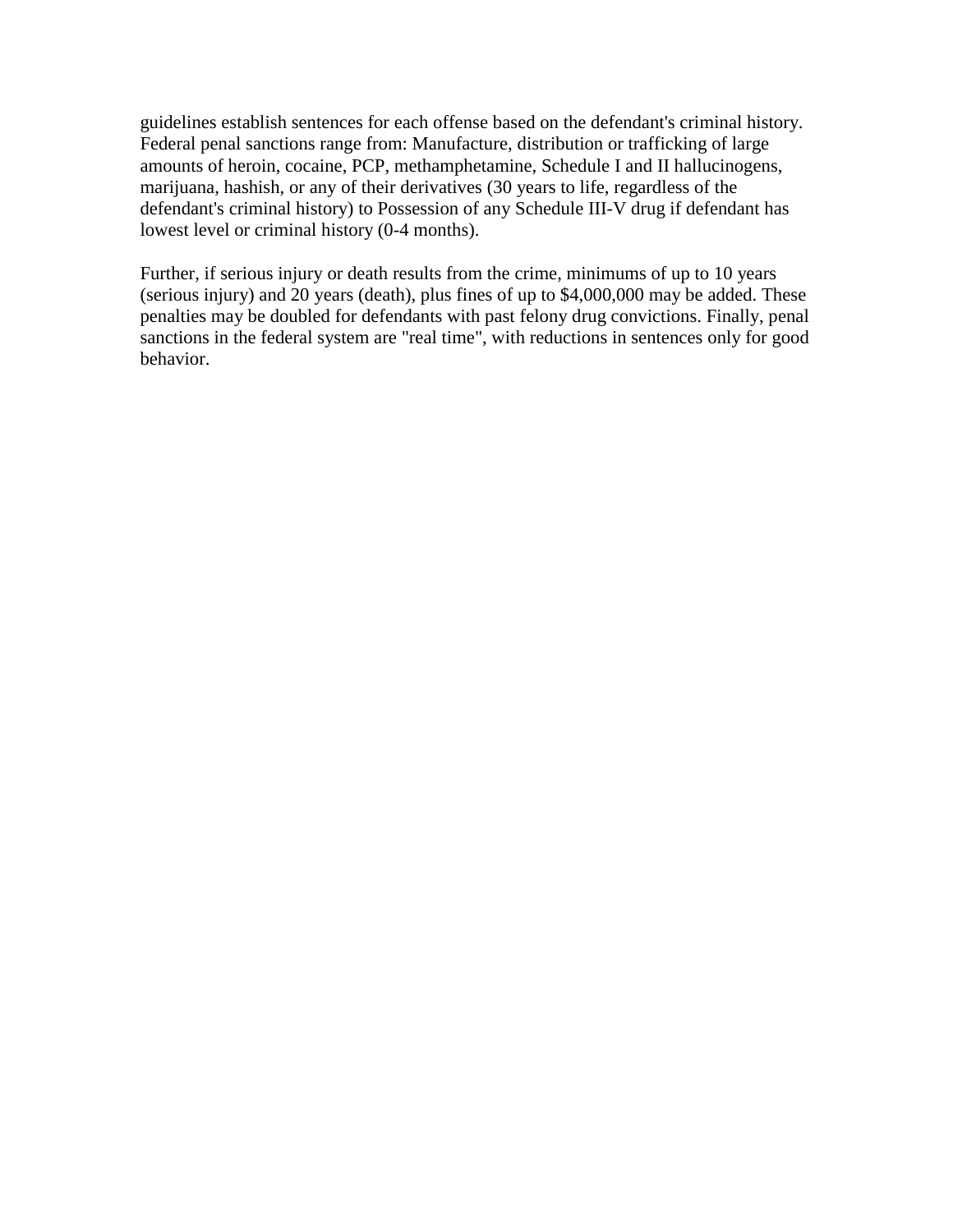guidelines establish sentences for each offense based on the defendant's criminal history. Federal penal sanctions range from: Manufacture, distribution or trafficking of large amounts of heroin, cocaine, PCP, methamphetamine, Schedule I and II hallucinogens, marijuana, hashish, or any of their derivatives (30 years to life, regardless of the defendant's criminal history) to Possession of any Schedule III-V drug if defendant has lowest level or criminal history (0-4 months).

Further, if serious injury or death results from the crime, minimums of up to 10 years (serious injury) and 20 years (death), plus fines of up to $4,000,000 may be added. These penalties may be doubled for defendants with past felony drug convictions. Finally, penal sanctions in the federal system are "real time", with reductions in sentences only for good behavior.